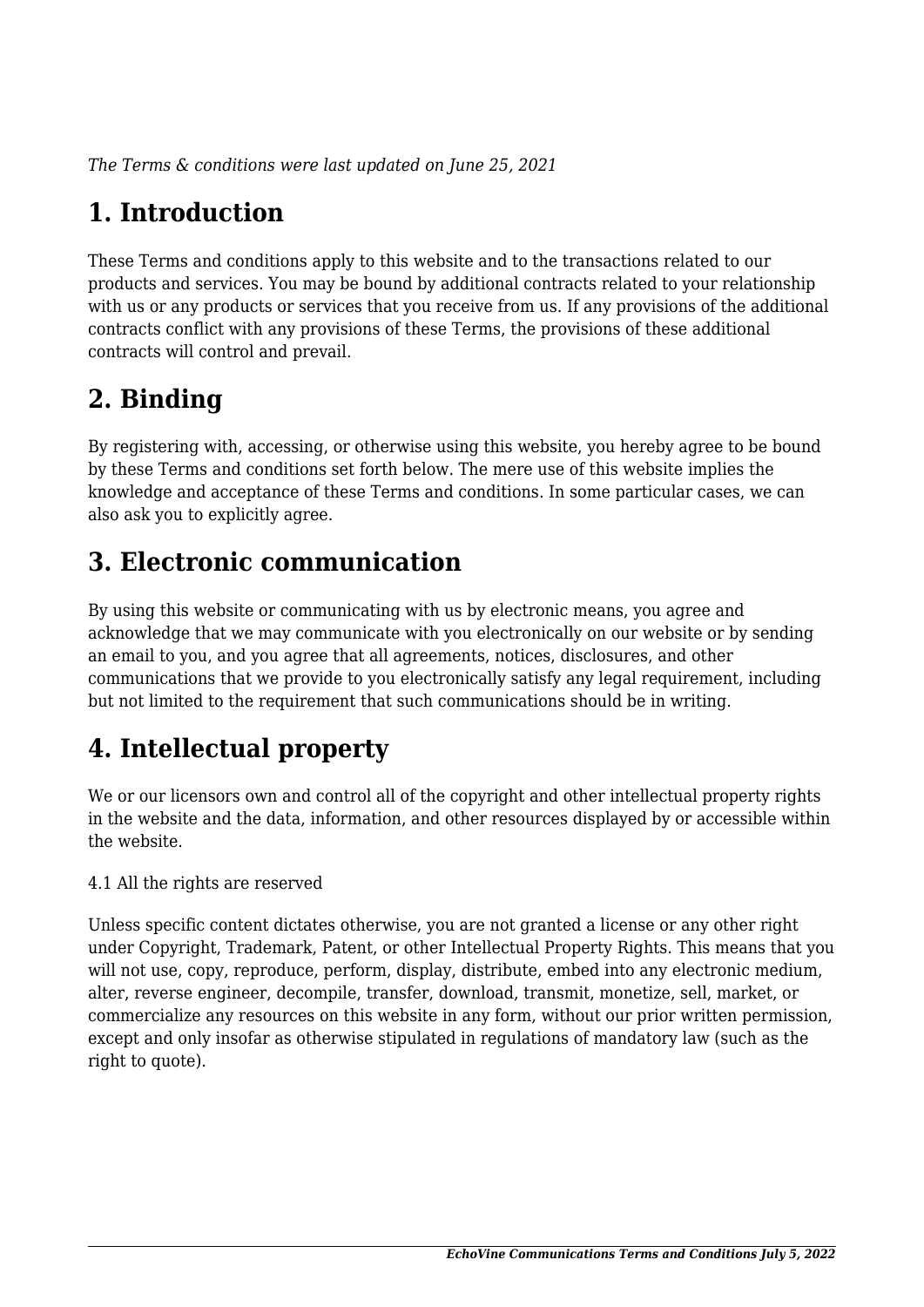*The Terms & conditions were last updated on June 25, 2021*

# 1. Introduction

These Terms and conditions apply to this website and to the transactions related to our products and services. You may be bound by additional contracts related to your relationship with us or any products or services that you receive from us. If any provisions of the additional contracts conflict with any provisions of these Terms, the provisions of these additional contracts will control and prevail.

# 2. Binding

By registering with, accessing, or otherwise using this website, you hereby agree to be bound by these Terms and conditions set forth below. The mere use of this website implies the knowledge and acceptance of these Terms and conditions. In some particular cases, we can also ask you to explicitly agree.

# 3. Electronic communication

By using this website or communicating with us by electronic means, you agree and acknowledge that we may communicate with you electronically on our website or by sending an email to you, and you agree that all agreements, notices, disclosures, and other communications that we provide to you electronically satisfy any legal requirement, including but not limited to the requirement that such communications should be in writing.

# 4. Intellectual property

We or our licensors own and control all of the copyright and other intellectual property rights in the website and the data, information, and other resources displayed by or accessible within the website.

4.1 All the rights are reserved

Unless specific content dictates otherwise, you are not granted a license or any other right under Copyright, Trademark, Patent, or other Intellectual Property Rights. This means that you will not use, copy, reproduce, perform, display, distribute, embed into any electronic medium, alter, reverse engineer, decompile, transfer, download, transmit, monetize, sell, market, or commercialize any resources on this website in any form, without our prior written permission, except and only insofar as otherwise stipulated in regulations of mandatory law (such as the right to quote).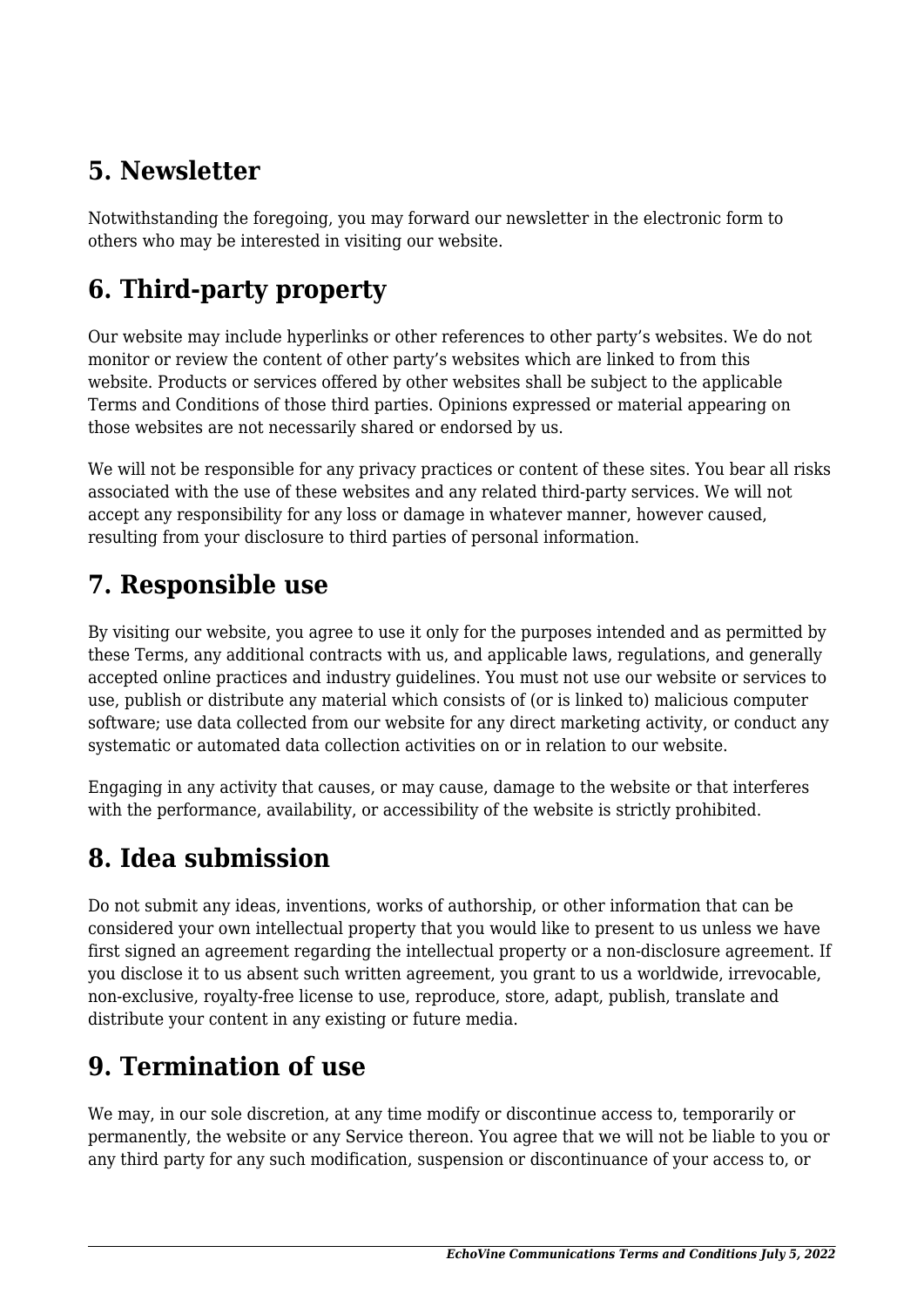## 5. Newsletter

Notwithstanding the foregoing, you may forward our newsletter in the electronic form to others who may be interested in visiting our website.

## 6. Third-party property

Our website may include hyperlinks or other references to other party's websites. We do not monitor or review the content of other party's websites which are linked to from this website. Products or services offered by other websites shall be subject to the applicable Terms and Conditions of those third parties. Opinions expressed or material appearing on those websites are not necessarily shared or endorsed by us.

We will not be responsible for any privacy practices or content of these sites. You bear all risks associated with the use of these websites and any related third-party services. We will not accept any responsibility for any loss or damage in whatever manner, however caused, resulting from your disclosure to third parties of personal information.

## 7. Responsible use

By visiting our website, you agree to use it only for the purposes intended and as permitted by these Terms, any additional contracts with us, and applicable laws, regulations, and generally accepted online practices and industry guidelines. You must not use our website or services to use, publish or distribute any material which consists of (or is linked to) malicious computer software; use data collected from our website for any direct marketing activity, or conduct any systematic or automated data collection activities on or in relation to our website.

Engaging in any activity that causes, or may cause, damage to the website or that interferes with the performance, availability, or accessibility of the website is strictly prohibited.

## 8. Idea submission

Do not submit any ideas, inventions, works of authorship, or other information that can be considered your own intellectual property that you would like to present to us unless we have first signed an agreement regarding the intellectual property or a non-disclosure agreement. If you disclose it to us absent such written agreement, you grant to us a worldwide, irrevocable, non-exclusive, royalty-free license to use, reproduce, store, adapt, publish, translate and distribute your content in any existing or future media.

## 9. Termination of use

We may, in our sole discretion, at any time modify or discontinue access to, temporarily or permanently, the website or any Service thereon. You agree that we will not be liable to you or any third party for any such modification, suspension or discontinuance of your access to, or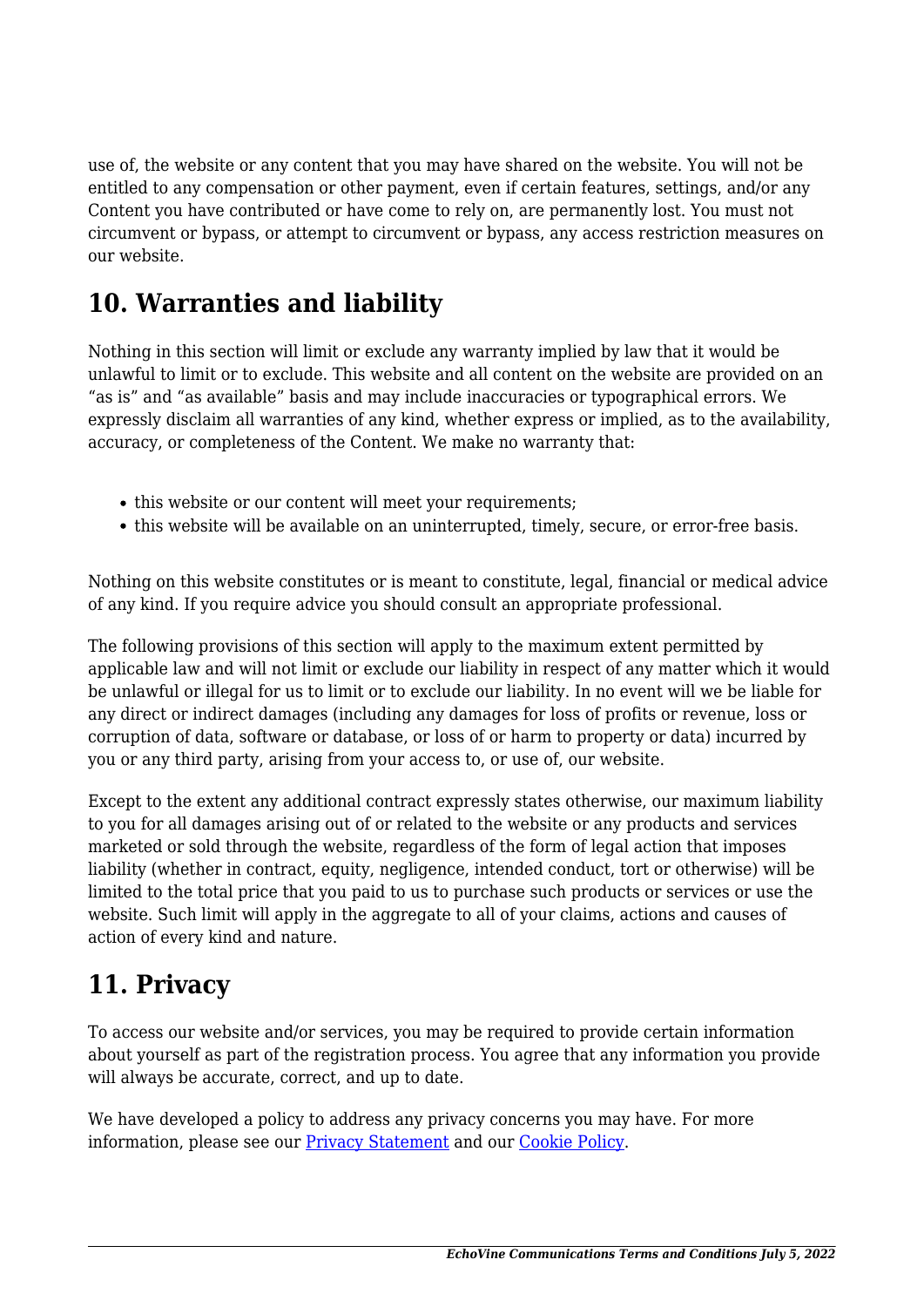use of, the website or any content that you may have shared on the website. You will not be entitled to any compensation or other payment, even if certain features, settings, and/or any Content you have contributed or have come to rely on, are permanently lost. You must not circumvent or bypass, or attempt to circumvent or bypass, any access restriction measures on our website.

## 10. Warranties and liability

Nothing in this section will limit or exclude any warranty implied by law that it would be unlawful to limit or to exclude. This website and all content on the website are provided on an “as is” and “as available” basis and may include inaccuracies or typographical errors. We expressly disclaim all warranties of any kind, whether express or implied, as to the availability, accuracy, or completeness of the Content. We make no warranty that:

- this website or our content will meet your requirements;
- this website will be available on an uninterrupted, timely, secure, or error-free basis.

Nothing on this website constitutes or is meant to constitute, legal, financial or medical advice of any kind. If you require advice you should consult an appropriate professional.

The following provisions of this section will apply to the maximum extent permitted by applicable law and will not limit or exclude our liability in respect of any matter which it would be unlawful or illegal for us to limit or to exclude our liability. In no event will we be liable for any direct or indirect damages (including any damages for loss of profits or revenue, loss or corruption of data, software or database, or loss of or harm to property or data) incurred by you or any third party, arising from your access to, or use of, our website.

Except to the extent any additional contract expressly states otherwise, our maximum liability to you for all damages arising out of or related to the website or any products and services marketed or sold through the website, regardless of the form of legal action that imposes liability (whether in contract, equity, negligence, intended conduct, tort or otherwise) will be limited to the total price that you paid to us to purchase such products or services or use the website. Such limit will apply in the aggregate to all of your claims, actions and causes of action of every kind and nature.

## 11. Privacy

To access our website and/or services, you may be required to provide certain information about yourself as part of the registration process. You agree that any information you provide will always be accurate, correct, and up to date.

We have developed a policy to address any privacy concerns you may have. For more information, please see our [Privacy Statement]() and our [Cookie Policy]().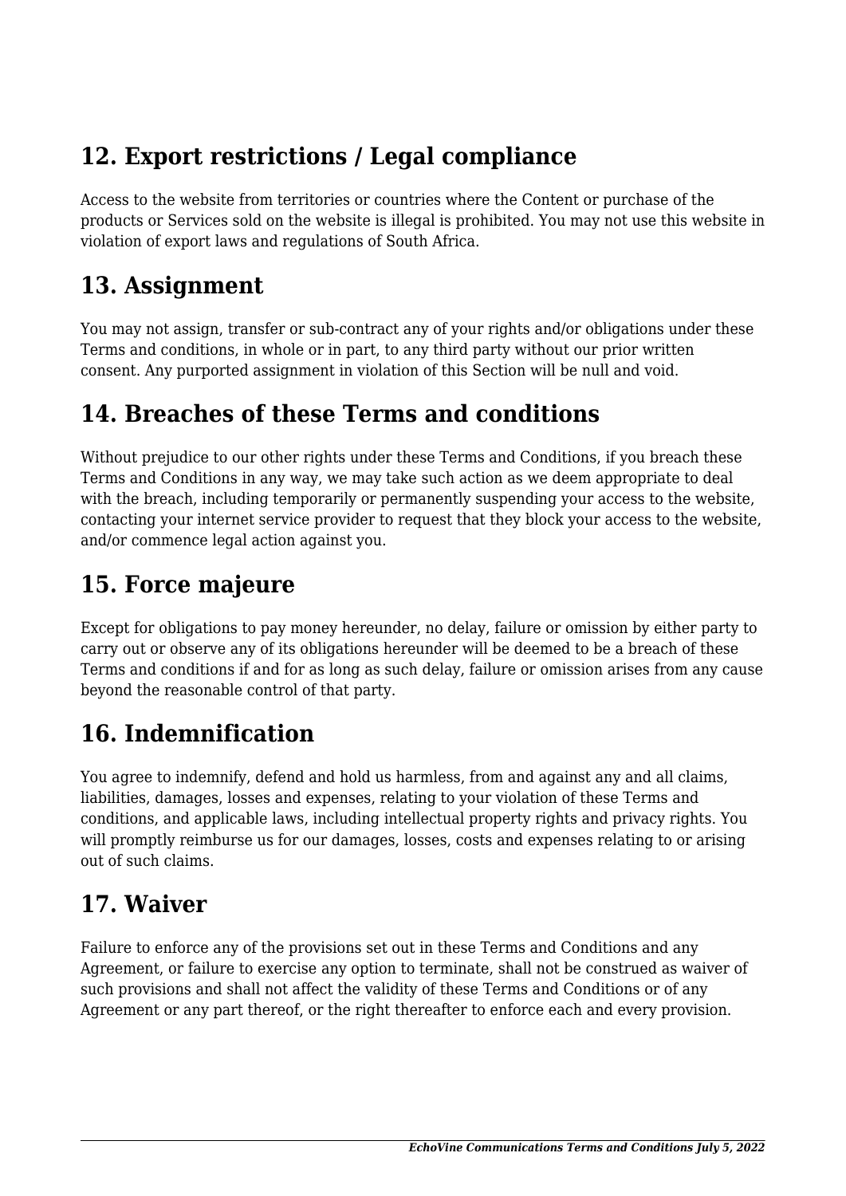## 12. Export restrictions / Legal compliance

Access to the website from territories or countries where the Content or purchase of the products or Services sold on the website is illegal is prohibited. You may not use this website in violation of export laws and regulations of South Africa.

## 13. Assignment

You may not assign, transfer or sub-contract any of your rights and/or obligations under these Terms and conditions, in whole or in part, to any third party without our prior written consent. Any purported assignment in violation of this Section will be null and void.

## 14. Breaches of these Terms and conditions

Without prejudice to our other rights under these Terms and Conditions, if you breach these Terms and Conditions in any way, we may take such action as we deem appropriate to deal with the breach, including temporarily or permanently suspending your access to the website, contacting your internet service provider to request that they block your access to the website, and/or commence legal action against you.

## 15. Force majeure

Except for obligations to pay money hereunder, no delay, failure or omission by either party to carry out or observe any of its obligations hereunder will be deemed to be a breach of these Terms and conditions if and for as long as such delay, failure or omission arises from any cause beyond the reasonable control of that party.

## 16. Indemnification

You agree to indemnify, defend and hold us harmless, from and against any and all claims, liabilities, damages, losses and expenses, relating to your violation of these Terms and conditions, and applicable laws, including intellectual property rights and privacy rights. You will promptly reimburse us for our damages, losses, costs and expenses relating to or arising out of such claims.

## 17. Waiver

Failure to enforce any of the provisions set out in these Terms and Conditions and any Agreement, or failure to exercise any option to terminate, shall not be construed as waiver of such provisions and shall not affect the validity of these Terms and Conditions or of any Agreement or any part thereof, or the right thereafter to enforce each and every provision.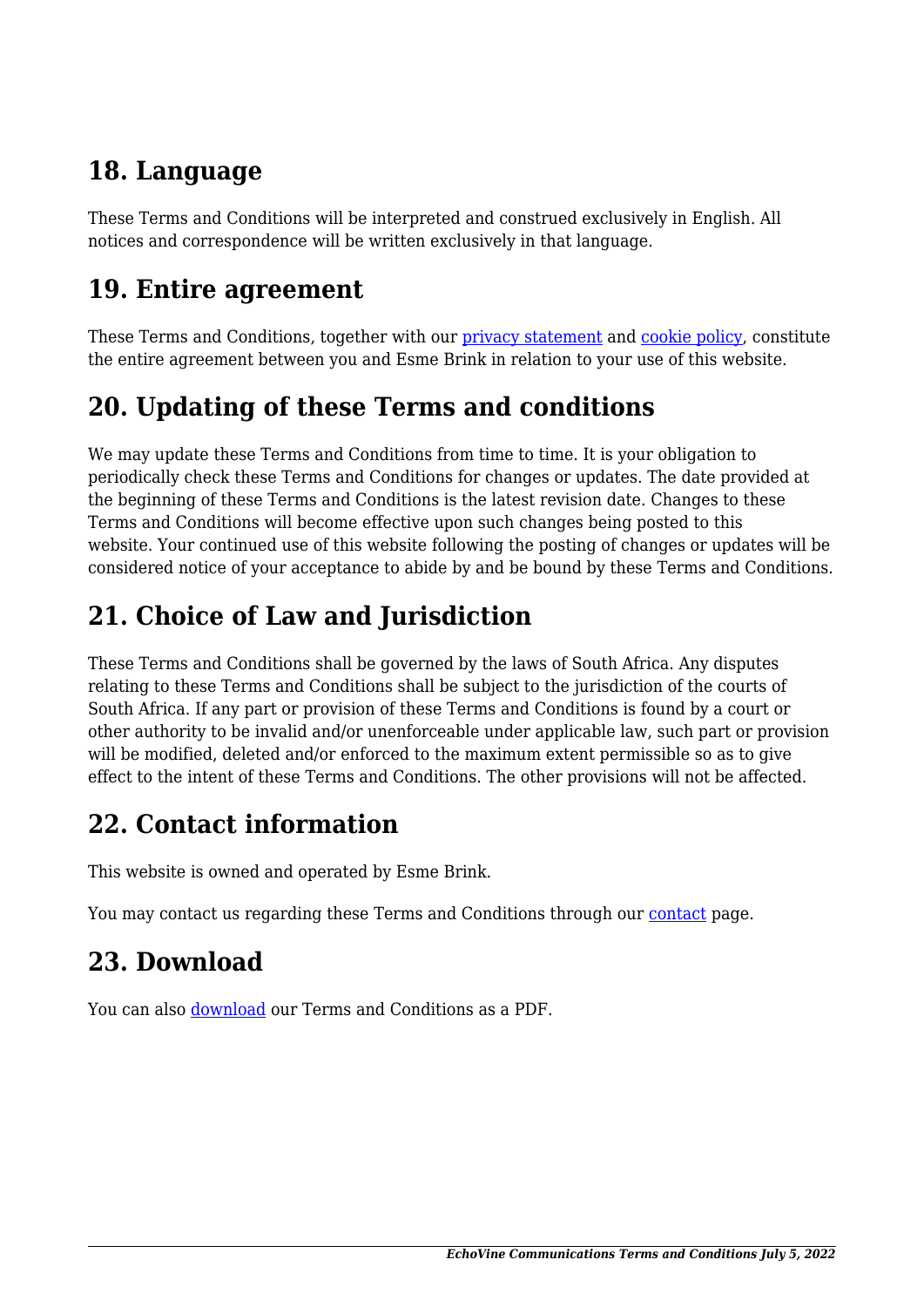## 18. Language

These Terms and Conditions will be interpreted and construed exclusively in English. All notices and correspondence will be written exclusively in that language.

## 19. Entire agreement

These Terms and Conditions, together with our privacy statement and cookie policy, constitute the entire agreement between you and Esme Brink in relation to your use of this website.

## 20. Updating of these Terms and conditions

We may update these Terms and Conditions from time to time. It is your obligation to periodically check these Terms and Conditions for changes or updates. The date provided at the beginning of these Terms and Conditions is the latest revision date. Changes to these Terms and Conditions will become effective upon such changes being posted to this website. Your continued use of this website following the posting of changes or updates will be considered notice of your acceptance to abide by and be bound by these Terms and Conditions.

## 21. Choice of Law and Jurisdiction

These Terms and Conditions shall be governed by the laws of South Africa. Any disputes relating to these Terms and Conditions shall be subject to the jurisdiction of the courts of South Africa. If any part or provision of these Terms and Conditions is found by a court or other authority to be invalid and/or unenforceable under applicable law, such part or provision will be modified, deleted and/or enforced to the maximum extent permissible so as to give effect to the intent of these Terms and Conditions. The other provisions will not be affected.

## 22. Contact information

This website is owned and operated by Esme Brink.

You may contact us regarding these Terms and Conditions through our contact page.

## 23. Download

You can also download our Terms and Conditions as a PDF.